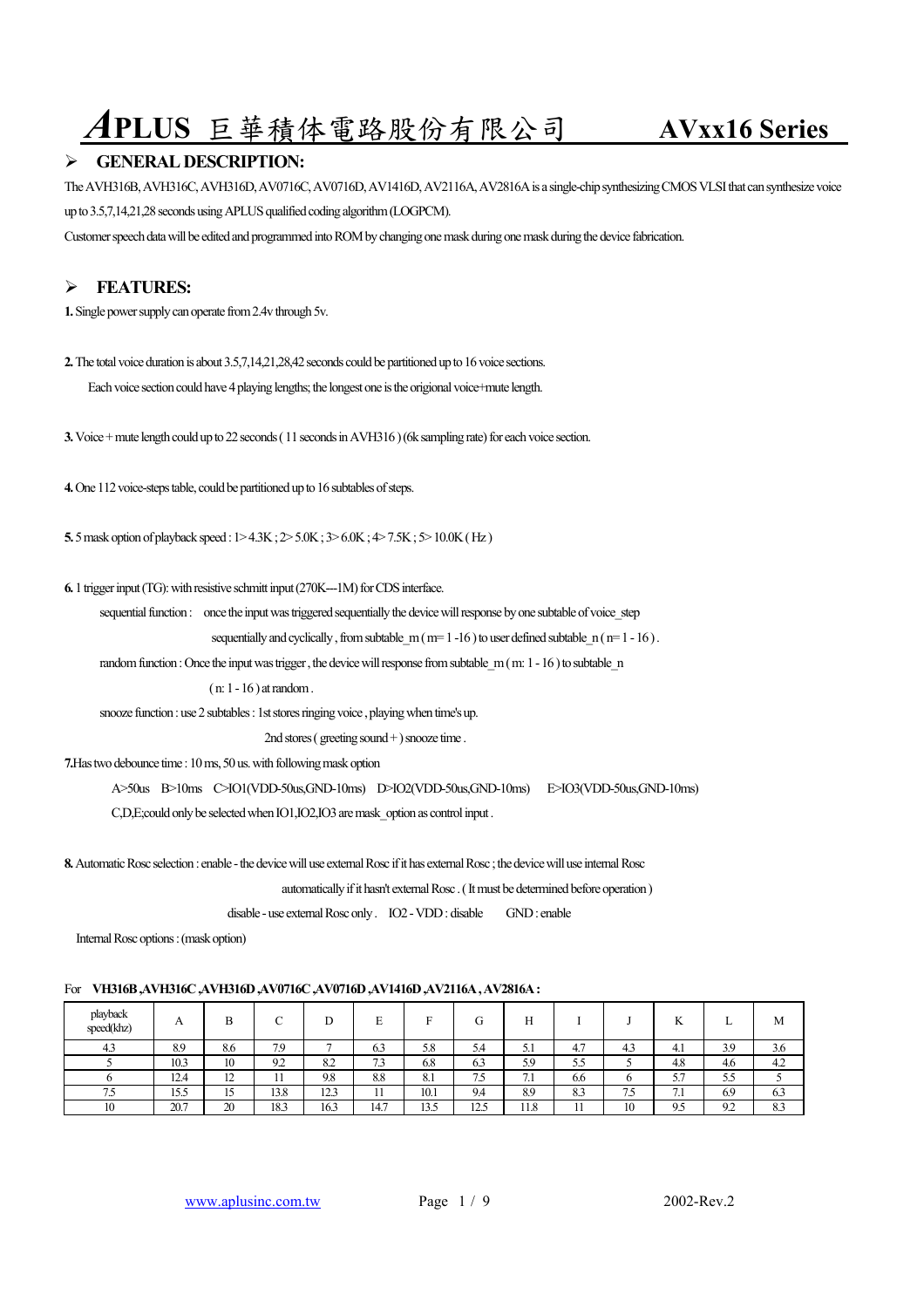# APLUS 巨華積体電路股份有限公司 AVxx16 Series

## GENERAL DESCRIPTION:

The AVH316B, AVH316C, AVH316D, AV0716C, AV0716D, AV1416D, AV2116A, AV2816A is a single-chip synthesizing CMOS VLSI that can synthesize voice up to 3.5,7,14,21,28 seconds using APLUS qualified coding algorithm (LOGPCM).

Customer speech data will be edited and programmed into ROM by changing one mask during one mask during the device fabrication.

## FEATURES:

**1.** Single power supply can operate from 2.4v through 5v.

**2.** The total voice duration is about 3.5,7,14,21,28,42 seconds could be partitioned up to 16 voice sections.

Each voice section could have 4 playing lengths; the longest one is the origional voice+mute length.

**3.** Voice + mute length could up to 22 seconds ( 11 seconds in AVH316 ) (6k sampling rate) for each voice section.

**4.** One 112 voice-steps table, could be partitioned up to 16 subtables of steps.

**5.** 5 mask option of playback speed : 1> 4.3K ; 2> 5.0K ; 3> 6.0K ; 4> 7.5K ; 5> 10.0K ( Hz )

**6.** 1 trigger input (TG): with resistive schmitt input (270K---1M) for CDS interface.

sequential function : once the input was triggered sequentially the device will response by one subtable of voice_step sequentially and cyclically , from subtable_m ( m= 1 -16 ) to user defined subtable_n ( n= 1 - 16 ) .

random function : Once the input was trigger , the device will response from subtable_m ( m: 1 - 16 ) to subtable_n ( n: 1 - 16 ) at random .

snooze function : use 2 subtables : 1st stores ringing voice , playing when time's up.
2nd stores ( greeting sound + ) snooze time .

**7.** Has two debounce time : 10 ms, 50 us. with following mask option

A>50us B>10ms C>IO1(VDD-50us,GND-10ms) D>IO2(VDD-50us,GND-10ms) E>IO3(VDD-50us,GND-10ms)

C,D,E;could only be selected when IO1,IO2,IO3 are mask_option as control input .

**8.** Automatic Rosc selection : enable - the device will use external Rosc if it has external Rosc ; the device will use internal Rosc automatically if it hasn't external Rosc . ( It must be determined before operation )

disable - use external Rosc only . IO2 - VDD : disable GND : enable

Internal Rosc options : (mask option)

For **VH316B ,AVH316C ,AVH316D ,AV0716C ,AV0716D ,AV1416D ,AV2116A , AV2816A :**

| playback speed(khz) | A | B | C | D | E | F | G | H | I | J | K | L | M |
|---|---|---|---|---|---|---|---|---|---|---|---|---|---|
| 4.3 | 8.9 | 8.6 | 7.9 | 7 | 6.3 | 5.8 | 5.4 | 5.1 | 4.7 | 4.3 | 4.1 | 3.9 | 3.6 |
| 5 | 10.3 | 10 | 9.2 | 8.2 | 7.3 | 6.8 | 6.3 | 5.9 | 5.5 | 5 | 4.8 | 4.6 | 4.2 |
| 6 | 12.4 | 12 | 11 | 9.8 | 8.8 | 8.1 | 7.5 | 7.1 | 6.6 | 6 | 5.7 | 5.5 | 5 |
| 7.5 | 15.5 | 15 | 13.8 | 12.3 | 11 | 10.1 | 9.4 | 8.9 | 8.3 | 7.5 | 7.1 | 6.9 | 6.3 |
| 10 | 20.7 | 20 | 18.3 | 16.3 | 14.7 | 13.5 | 12.5 | 11.8 | 11 | 10 | 9.5 | 9.2 | 8.3 |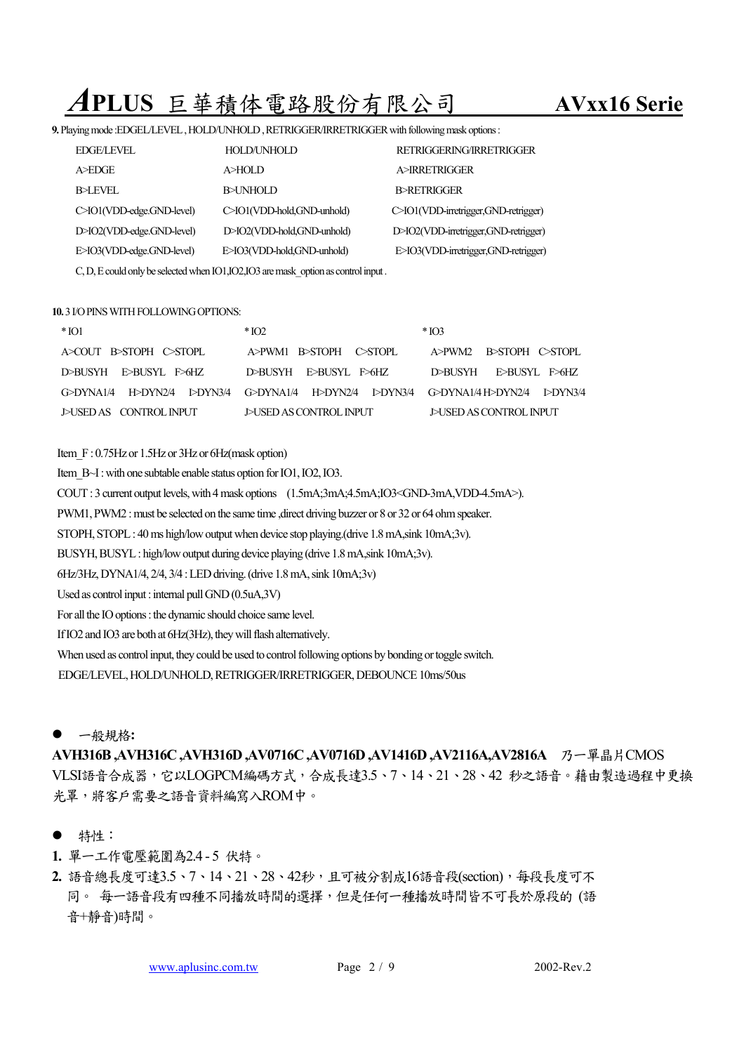**9.** Playing mode :EDGEL/LEVEL , HOLD/UNHOLD , RETRIGGER/IRRETRIGGER with following mask options :

| EDGE/LEVEL | HOLD/UNHOLD | RETRIGGERING/IRRETRIGGER |
|---|---|---|
| A>EDGE | A>HOLD | A>IRRETRIGGER |
| B>LEVEL | B>UNHOLD | B>RETRIGGER |
| C>IO1(VDD-edge.GND-level) | C>IO1(VDD-hold,GND-unhold) | C>IO1(VDD-irretrigger,GND-retrigger) |
| D>IO2(VDD-edge.GND-level) | D>IO2(VDD-hold,GND-unhold) | D>IO2(VDD-irretrigger,GND-retrigger) |
| E>IO3(VDD-edge.GND-level) | E>IO3(VDD-hold,GND-unhold) | E>IO3(VDD-irretrigger,GND-retrigger) |

C, D, E could only be selected when IO1,IO2,IO3 are mask_option as control input .

**10.** 3 I/O PINS WITH FOLLOWING OPTIONS:

| * IO1 | * IO2 | * IO3 |
|---|---|---|
| A>COUT B>STOPH C>STOPL | A>PWM1 B>STOPH C>STOPL | A>PWM2 B>STOPH C>STOPL |
| D>BUSYH E>BUSYL F>6HZ | D>BUSYH E>BUSYL F>6HZ | D>BUSYH E>BUSYL F>6HZ |
| G>DYNA1/4 H>DYN2/4 I>DYN3/4 | G>DYNA1/4 H>DYN2/4 I>DYN3/4 | G>DYNA1/4 H>DYN2/4 I>DYN3/4 |
| J>USED AS CONTROL INPUT | J>USED AS CONTROL INPUT | J>USED AS CONTROL INPUT |

Item_F : 0.75Hz or 1.5Hz or 3Hz or 6Hz(mask option)

Item_B~I : with one subtable enable status option for IO1, IO2, IO3.

COUT : 3 current output levels, with 4 mask options (1.5mA;3mA;4.5mA;IO3<GND-3mA,VDD-4.5mA>).

PWM1, PWM2 : must be selected on the same time ,direct driving buzzer or 8 or 32 or 64 ohm speaker.

STOPH, STOPL : 40 ms high/low output when device stop playing.(drive 1.8 mA,sink 10mA;3v).

BUSYH, BUSYL : high/low output during device playing (drive 1.8 mA,sink 10mA;3v).

6Hz/3Hz, DYNA1/4, 2/4, 3/4 : LED driving. (drive 1.8 mA, sink 10mA;3v)

Used as control input : internal pull GND (0.5uA,3V)

For all the IO options : the dynamic should choice same level.

If IO2 and IO3 are both at 6Hz(3Hz), they will flash alternatively.

When used as control input, they could be used to control following options by bonding or toggle switch.

EDGE/LEVEL, HOLD/UNHOLD, RETRIGGER/IRRETRIGGER, DEBOUNCE 10ms/50us

- 一般規格**:**

**AVH316B ,AVH316C ,AVH316D ,AV0716C ,AV0716D ,AV1416D ,AV2116A,AV2816A** 乃一單晶片CMOS VLSI語音合成器，它以LOGPCM編碼方式，合成長達3.5、7、14、21、28、42 秒之語音。藉由製造過程中更換光罩，將客戶需要之語音資料編寫入ROM中。

- 特性：

**1.** 單一工作電壓範圍為2.4 - 5 伏特。

**2.** 語音總長度可達3.5、7、14、21、28、42秒，且可被分割成16語音段(section)，每段長度可不同。 每一語音段有四種不同播放時間的選擇，但是任何一種播放時間皆不可長於原段的 (語音+靜音)時間。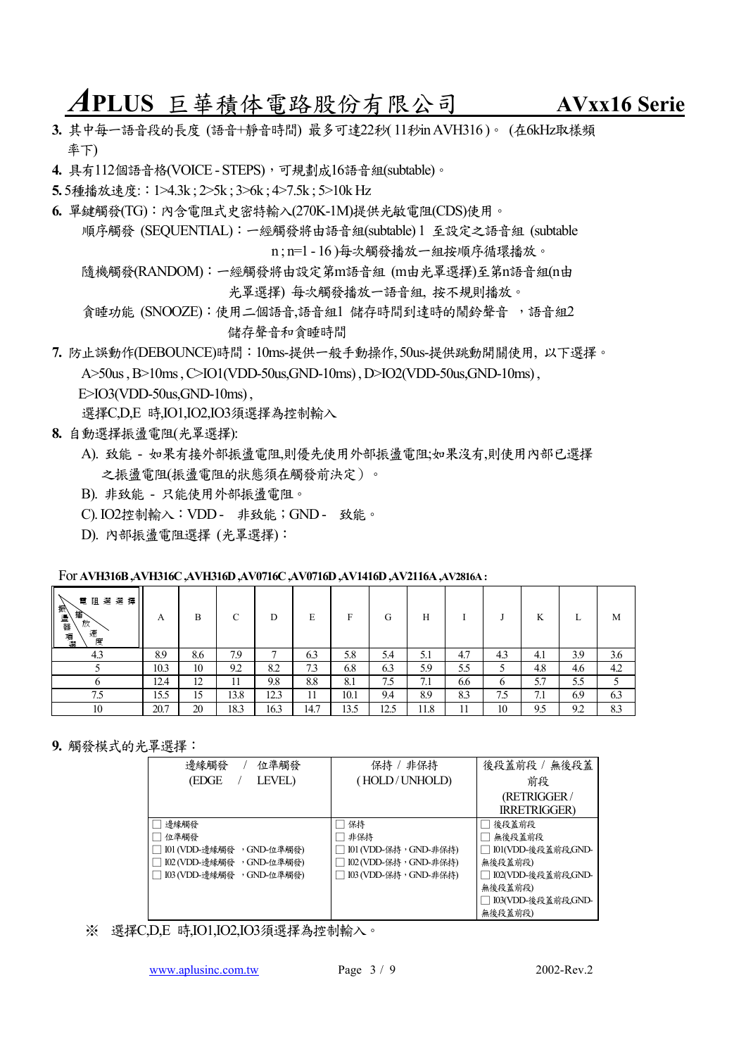**3.** 其中每一語音段的長度 (語音+靜音時間) 最多可達22秒( 11秒in AVH316 )。 (在6kHz取樣頻率下)

**4.** 具有112個語音格(VOICE - STEPS)，可規劃成16語音組(subtable)。

**5.** 5種播放速度:：1>4.3k ; 2>5k ; 3>6k ; 4>7.5k ; 5>10k Hz

**6.** 單鍵觸發(TG)：內含電阻式史密特輸入(270K-1M)提供光敏電阻(CDS)使用。

順序觸發 (SEQUENTIAL)：一經觸發將由語音組(subtable) 1 至設定之語音組 (subtable n ; n=1 - 16 )每次觸發播放一組按順序循環播放。

隨機觸發(RANDOM)：一經觸發將由設定第m語音組 (m由光罩選擇)至第n語音組(n由光罩選擇) 每次觸發播放一語音組, 按不規則播放。

貪睡功能 (SNOOZE)：使用二個語音,語音組1 儲存時間到達時的鬧鈴聲音 ，語音組2 儲存聲音和貪睡時間

**7.** 防止誤動作(DEBOUNCE)時間：10ms-提供一般手動操作, 50us-提供跳動開關使用, 以下選擇。

A>50us , B>10ms , C>IO1(VDD-50us,GND-10ms) , D>IO2(VDD-50us,GND-10ms) ,
E>IO3(VDD-50us,GND-10ms) ,
選擇C,D,E 時,IO1,IO2,IO3須選擇為控制輸入

**8.** 自動選擇振盪電阻(光罩選擇):

A). 致能 - 如果有接外部振盪電阻,則優先使用外部振盪電阻;如果沒有,則使用內部已選擇之振盪電阻(振盪電阻的狀態須在觸發前決定）。

B). 非致能 - 只能使用外部振盪電阻。

C). IO2控制輸入：VDD - 非致能；GND - 致能。

D). 內部振盪電阻選擇 (光罩選擇)：

For **AVH316B ,AVH316C ,AVH316D ,AV0716C ,AV0716D ,AV1416D ,AV2116A ,AV2816A :**

| 電阻選擇 / 播放速度 / 振盪器項選 | A | B | C | D | E | F | G | H | I | J | K | L | M |
|---|---|---|---|---|---|---|---|---|---|---|---|---|---|
| 4.3 | 8.9 | 8.6 | 7.9 | 7 | 6.3 | 5.8 | 5.4 | 5.1 | 4.7 | 4.3 | 4.1 | 3.9 | 3.6 |
| 5 | 10.3 | 10 | 9.2 | 8.2 | 7.3 | 6.8 | 6.3 | 5.9 | 5.5 | 5 | 4.8 | 4.6 | 4.2 |
| 6 | 12.4 | 12 | 11 | 9.8 | 8.8 | 8.1 | 7.5 | 7.1 | 6.6 | 6 | 5.7 | 5.5 | 5 |
| 7.5 | 15.5 | 15 | 13.8 | 12.3 | 11 | 10.1 | 9.4 | 8.9 | 8.3 | 7.5 | 7.1 | 6.9 | 6.3 |
| 10 | 20.7 | 20 | 18.3 | 16.3 | 14.7 | 13.5 | 12.5 | 11.8 | 11 | 10 | 9.5 | 9.2 | 8.3 |

**9.** 觸發模式的光罩選擇：

| 邊緣觸發 / 位準觸發 (EDGE / LEVEL) | 保持 / 非保持 ( HOLD / UNHOLD) | 後段蓋前段 / 無後段蓋前段 (RETRIGGER / IRRETRIGGER) |
|---|---|---|
| ☐ 邊緣觸發<br>☐ 位準觸發<br>☐ I01 (VDD-邊緣觸發 ，GND-位準觸發)<br>☐ I02 (VDD-邊緣觸發 ，GND-位準觸發)<br>☐ I03 (VDD-邊緣觸發 ，GND-位準觸發) | ☐ 保持<br>☐ 非保持<br>☐ I01 (VDD-保持，GND-非保持)<br>☐ I02 (VDD-保持，GND-非保持)<br>☐ I03 (VDD-保持，GND-非保持) | ☐ 後段蓋前段<br>☐ 無後段蓋前段<br>☐ I01(VDD-後段蓋前段,GND-無後段蓋前段)<br>☐ I02(VDD-後段蓋前段,GND-無後段蓋前段)<br>☐ I03(VDD-後段蓋前段,GND-無後段蓋前段) |

※ 選擇C,D,E 時,IO1,IO2,IO3須選擇為控制輸入。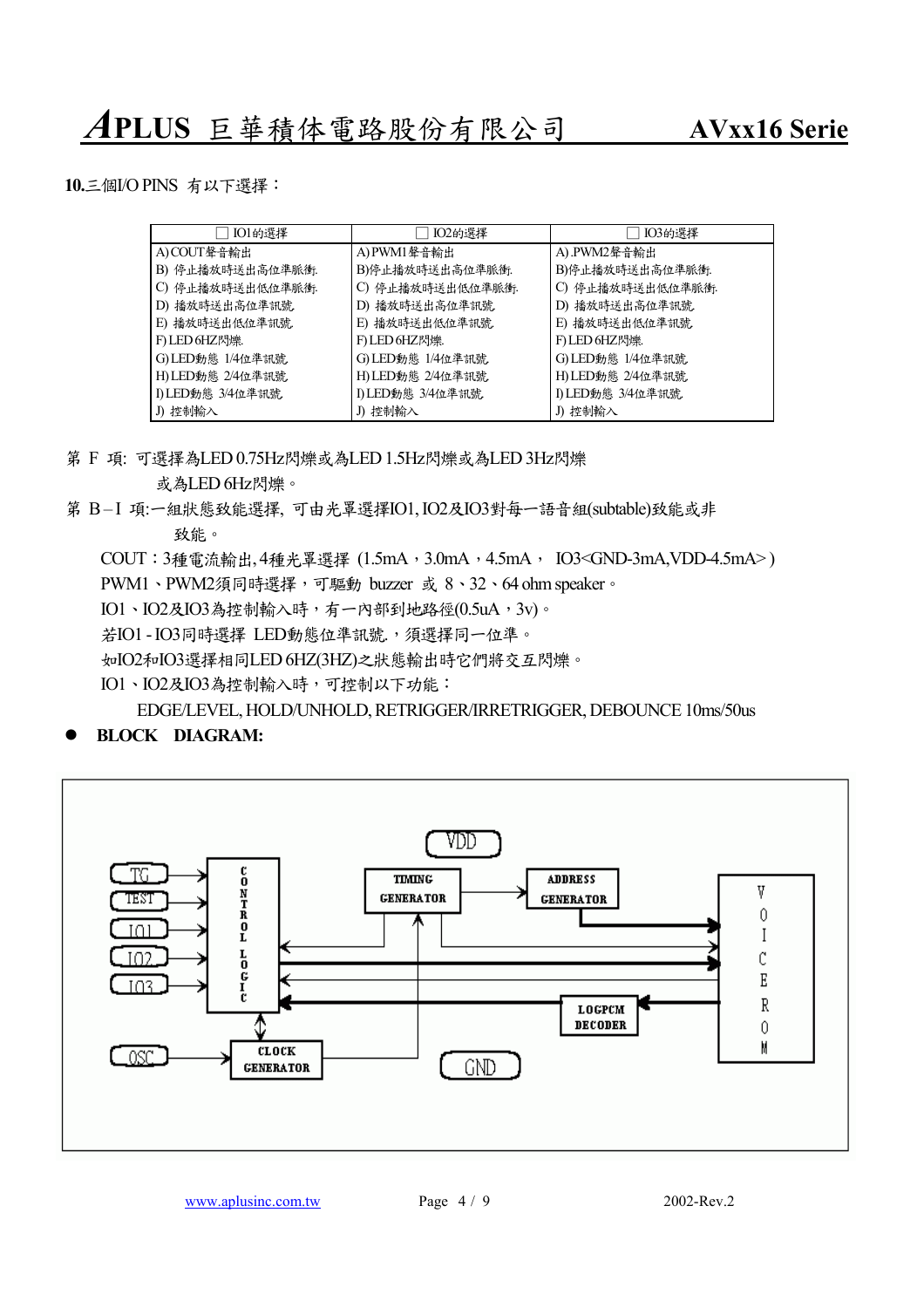**10.**三個I/O PINS 有以下選擇：

| □ IO1的選擇 | □ IO2的選擇 | □ IO3的選擇 |
|---|---|---|
| A) COUT聲音輸出 | A) PWM1聲音輸出 | A) .PWM2聲音輸出 |
| B) 停止播放時送出高位準脈衝. | B)停止播放時送出高位準脈衝. | B)停止播放時送出高位準脈衝. |
| C) 停止播放時送出低位準脈衝. | C) 停止播放時送出低位準脈衝. | C) 停止播放時送出低位準脈衝. |
| D) 播放時送出高位準訊號 | D) 播放時送出高位準訊號 | D) 播放時送出高位準訊號 |
| E) 播放時送出低位準訊號 | E) 播放時送出低位準訊號 | E) 播放時送出低位準訊號 |
| F) LED 6HZ閃爍. | F) LED 6HZ閃爍. | F) LED 6HZ閃爍. |
| G) LED動態 1/4位準訊號 | G) LED動態 1/4位準訊號 | G) LED動態 1/4位準訊號 |
| H) LED動態 2/4位準訊號 | H) LED動態 2/4位準訊號 | H) LED動態 2/4位準訊號 |
| I) LED動態 3/4位準訊號 | I) LED動態 3/4位準訊號 | I) LED動態 3/4位準訊號 |
| J) 控制輸入 | J) 控制輸入 | J) 控制輸入 |

第 F 項: 可選擇為LED 0.75Hz閃爍或為LED 1.5Hz閃爍或為LED 3Hz閃爍
或為LED 6Hz閃爍。

第 B－I 項:一組狀態致能選擇, 可由光罩選擇IO1, IO2及IO3對每一語音組(subtable)致能或非
致能。

COUT：3種電流輸出, 4種光罩選擇 (1.5mA，3.0mA，4.5mA， IO3<GND-3mA,VDD-4.5mA> )

PWM1、PWM2須同時選擇，可驅動 buzzer 或 8、32、64 ohm speaker。

IO1、IO2及IO3為控制輸入時，有一內部到地路徑(0.5uA，3v)。

若IO1 - IO3同時選擇 LED動態位準訊號.，須選擇同一位準。

如IO2和IO3選擇相同LED 6HZ(3HZ)之狀態輸出時它們將交互閃爍。

IO1、IO2及IO3為控制輸入時，可控制以下功能：

EDGE/LEVEL, HOLD/UNHOLD, RETRIGGER/IRRETRIGGER, DEBOUNCE 10ms/50us

- **BLOCK DIAGRAM:**

VDD, TG, TEST, IO1, IO2, IO3, OSC, CONTROL LOGIC, TIMING GENERATOR, ADDRESS GENERATOR, VOICE ROM, LOGPCM DECODER, CLOCK GENERATOR, GND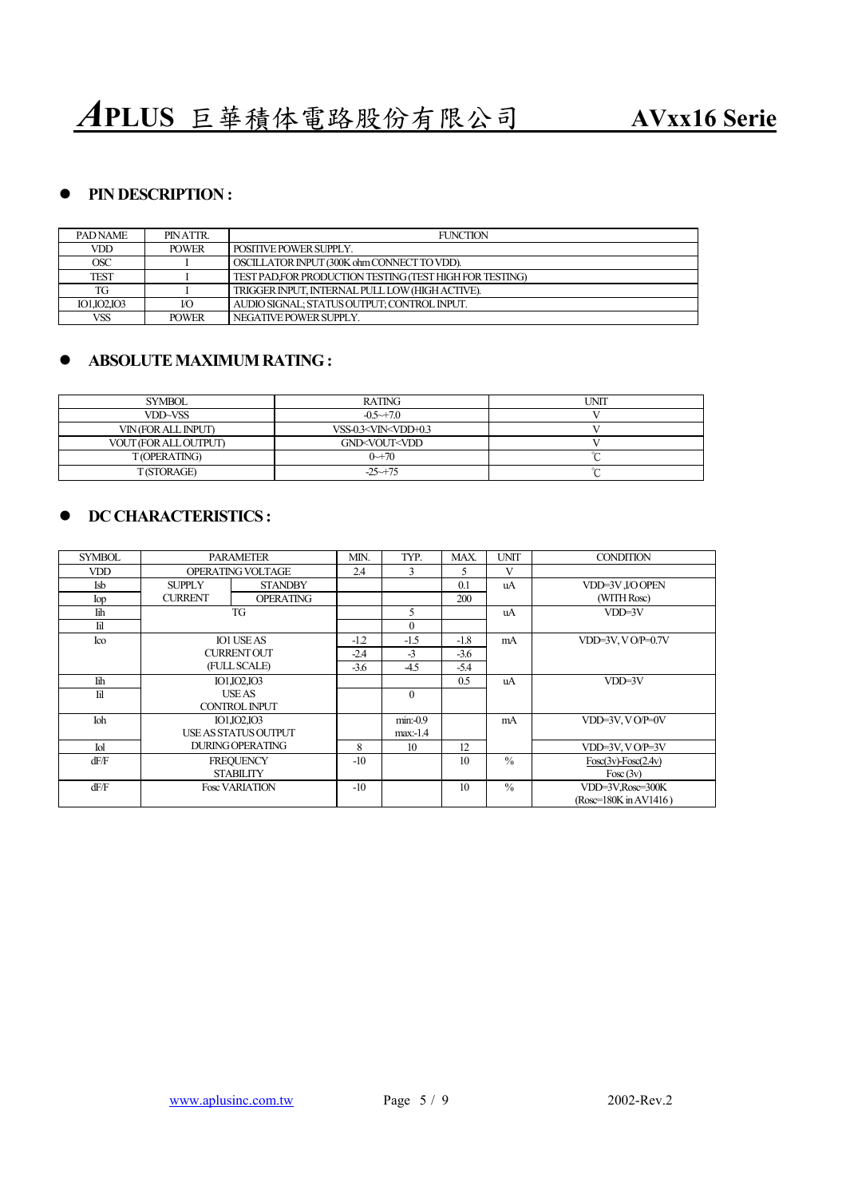- **PIN DESCRIPTION :**

| PAD NAME | PIN ATTR. | FUNCTION |
|---|---|---|
| VDD | POWER | POSITIVE POWER SUPPLY. |
| OSC | I | OSCILLATOR INPUT (300K ohm CONNECT TO VDD). |
| TEST | I | TEST PAD,FOR PRODUCTION TESTING (TEST HIGH FOR TESTING) |
| TG | I | TRIGGER INPUT, INTERNAL PULL LOW (HIGH ACTIVE). |
| IO1,IO2,IO3 | I/O | AUDIO SIGNAL; STATUS OUTPUT; CONTROL INPUT. |
| VSS | POWER | NEGATIVE POWER SUPPLY. |

- **ABSOLUTE MAXIMUM RATING :**

| SYMBOL | RATING | UNIT |
|---|---|---|
| VDD~VSS | -0.5~+7.0 | V |
| VIN (FOR ALL INPUT) | VSS-0.3<VIN<VDD+0.3 | V |
| VOUT (FOR ALL OUTPUT) | GND<VOUT<VDD | V |
| T (OPERATING) | 0~+70 | ℃ |
| T (STORAGE) | -25~+75 | ℃ |

- **DC CHARACTERISTICS :**

| SYMBOL | PARAMETER | | MIN. | TYP. | MAX. | UNIT | CONDITION |
|---|---|---|---|---|---|---|---|
| VDD | OPERATING VOLTAGE | | 2.4 | 3 | 5 | V | |
| Isb | SUPPLY | STANDBY | | | 0.1 | uA | VDD=3V ,I/O OPEN |
| Iop | CURRENT | OPERATING | | | 200 | | (WITH Rosc) |
| Iih | TG | | | 5 | | uA | VDD=3V |
| Iil | | | | 0 | | | |
| Ico | IO1 USE AS CURRENT OUT (FULL SCALE) | | -1.2 | -1.5 | -1.8 | mA | VDD=3V, V O/P=0.7V |
| | | | -2.4 | -3 | -3.6 | | |
| | | | -3.6 | -4.5 | -5.4 | | |
| Iih | IO1,IO2,IO3 USE AS CONTROL INPUT | | | | 0.5 | uA | VDD=3V |
| Iil | | | | 0 | | | |
| Ioh | IO1,IO2,IO3 USE AS STATUS OUTPUT DURING OPERATING | | | min:-0.9 max:-1.4 | | mA | VDD=3V, V O/P=0V |
| Iol | | | 8 | 10 | 12 | | VDD=3V, V O/P=3V |
| dF/F | FREQUENCY STABILITY | | -10 | | 10 | % | Fosc(3v)-Fosc(2.4v) / Fosc (3v) |
| dF/F | Fosc VARIATION | | -10 | | 10 | % | VDD=3V,Rosc=300K (Rosc=180K in AV1416 ) |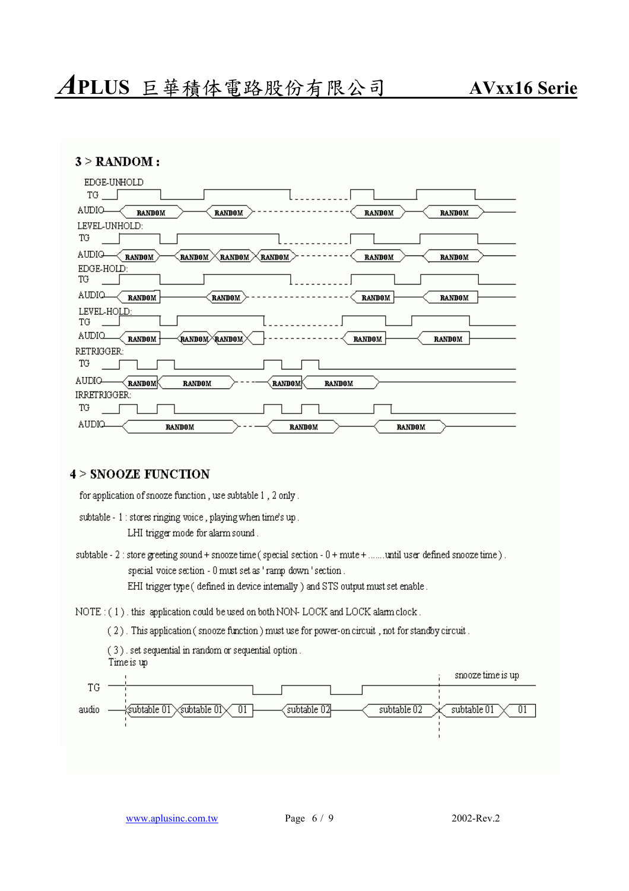## 3 > RANDOM :

EDGE-UNHOLD

TG

AUDIO — RANDOM — RANDOM - - - - - RANDOM — RANDOM

LEVEL-UNHOLD:

TG

AUDIO — RANDOM — RANDOM RANDOM RANDOM - - - - - RANDOM — RANDOM

EDGE-HOLD:

TG

AUDIO — RANDOM — RANDOM - - - - - RANDOM — RANDOM

LEVEL-HOLD:

TG

AUDIO — RANDOM — RANDOM RANDOM - - - - - RANDOM — RANDOM

RETRIGGER:

TG

AUDIO — RANDOM RANDOM - - - RANDOM RANDOM

IRRETRIGGER:

TG

AUDIO — RANDOM - - - RANDOM — RANDOM

## 4 > SNOOZE FUNCTION

for application of snooze function , use subtable 1 , 2 only .

subtable - 1 : stores ringing voice , playing when time's up .
LHI trigger mode for alarm sound .

subtable - 2 : store greeting sound + snooze time ( special section - 0 + mute + .......until user defined snooze time ) .
special voice section - 0 must set as ' ramp down ' section .
EHI trigger type ( defined in device internally ) and STS output must set enable .

NOTE : ( 1 ) . this application could be used on both NON- LOCK and LOCK alarm clock .
( 2 ) . This application ( snooze function ) must use for power-on circuit , not for standby circuit .
( 3 ) . set sequential in random or sequential option .

Time is up — snooze time is up

TG

audio — subtable 01 — subtable 01 — 01 — subtable 02 — subtable 02 — subtable 01 — 01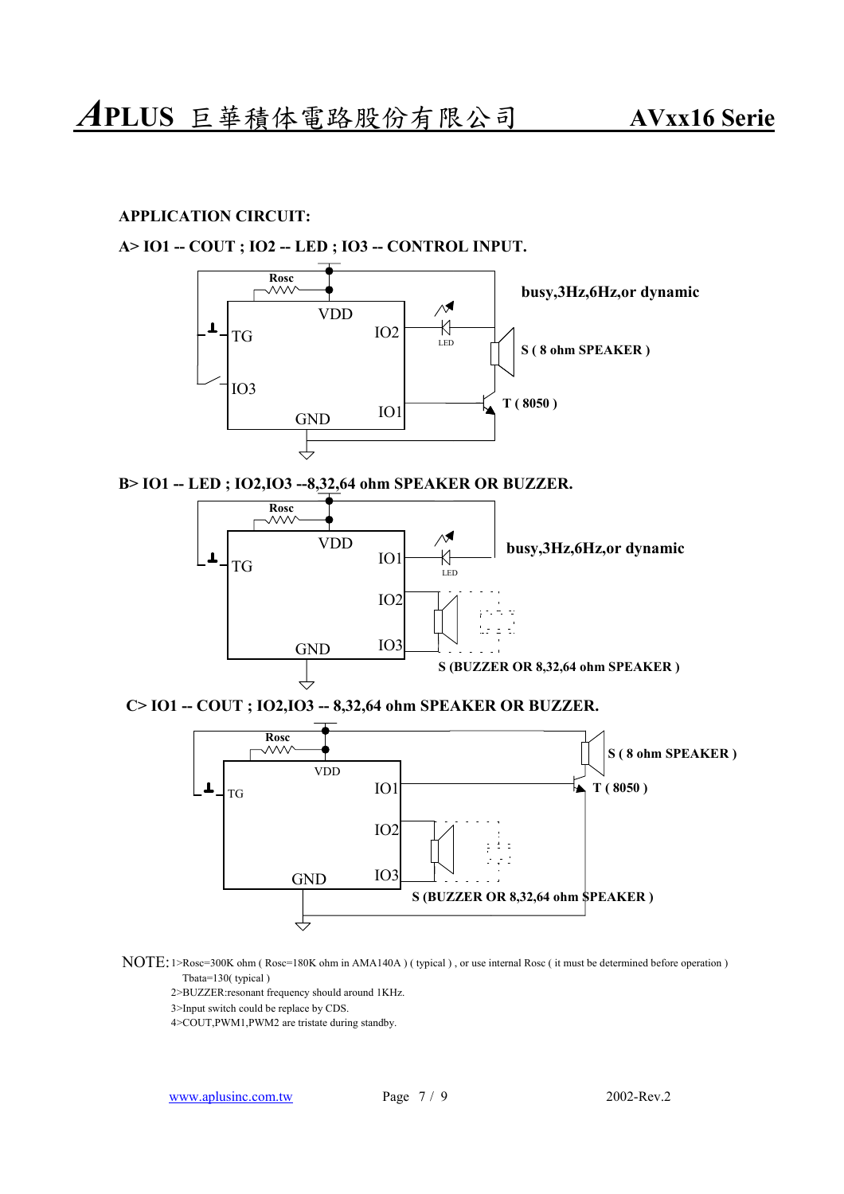## APPLICATION CIRCUIT:

**A> IO1 -- COUT ; IO2 -- LED ; IO3 -- CONTROL INPUT.**

Rosc

VDD

TG

IO2

IO3

GND

IO1

LED

**busy,3Hz,6Hz,or dynamic**

**S ( 8 ohm SPEAKER )**

**T ( 8050 )**

**B> IO1 -- LED ; IO2,IO3 --8,32,64 ohm SPEAKER OR BUZZER.**

Rosc

VDD

TG

IO1

IO2

IO3

GND

LED

**busy,3Hz,6Hz,or dynamic**

**S (BUZZER OR 8,32,64 ohm SPEAKER )**

**C> IO1 -- COUT ; IO2,IO3 -- 8,32,64 ohm SPEAKER OR BUZZER.**

Rosc

VDD

TG

IO1

IO2

IO3

GND

**S ( 8 ohm SPEAKER )**

**T ( 8050 )**

**S (BUZZER OR 8,32,64 ohm SPEAKER )**

NOTE: 1>Rosc=300K ohm ( Rosc=180K ohm in AMA140A ) ( typical ) , or use internal Rosc ( it must be determined before operation )
Tbata=130( typical )
2>BUZZER:resonant frequency should around 1KHz.
3>Input switch could be replace by CDS.
4>COUT,PWM1,PWM2 are tristate during standby.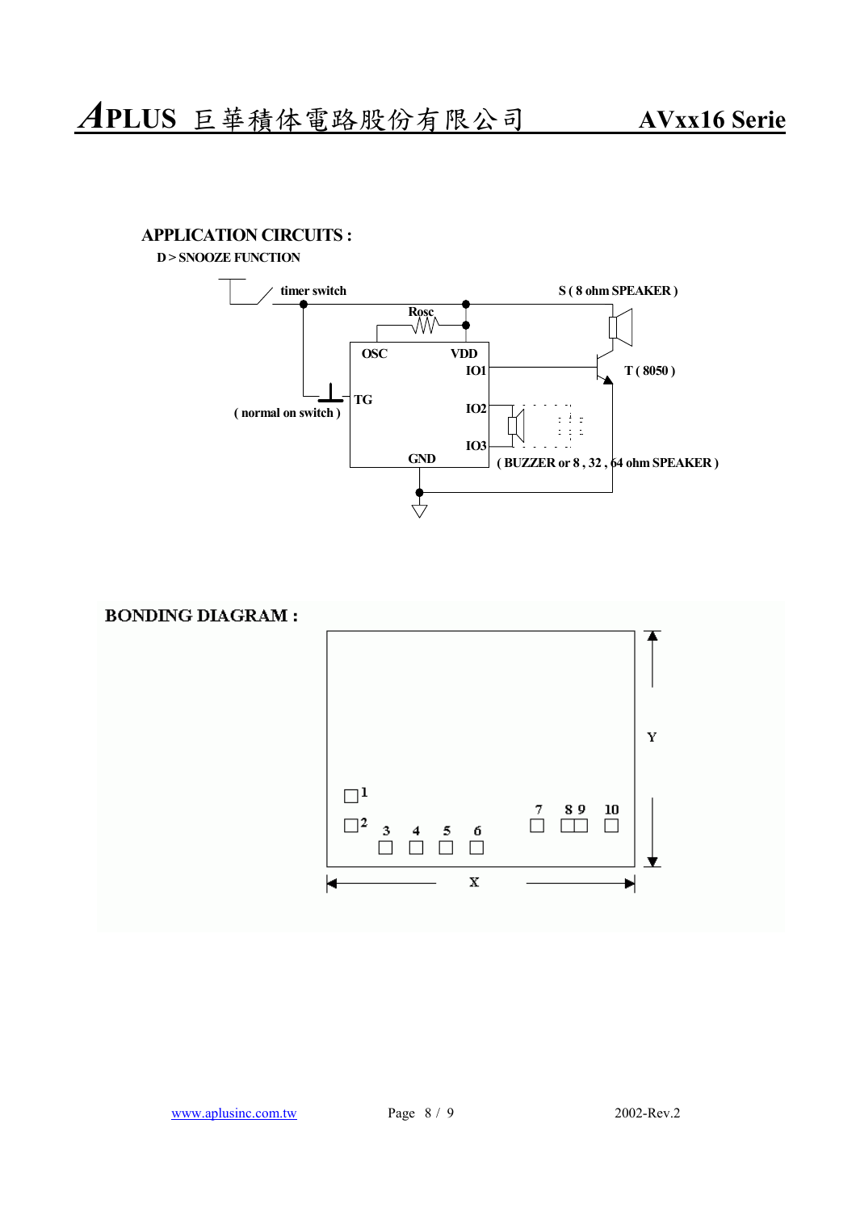## APPLICATION CIRCUITS :

**D > SNOOZE FUNCTION**

timer switch

Rosc

S ( 8 ohm SPEAKER )

OSC VDD

IO1

T ( 8050 )

( normal on switch )

TG

IO2

IO3

GND

( BUZZER or 8 , 32 , 64 ohm SPEAKER )

## BONDING DIAGRAM :

1 2 3 4 5 6 7 8 9 10

Y

X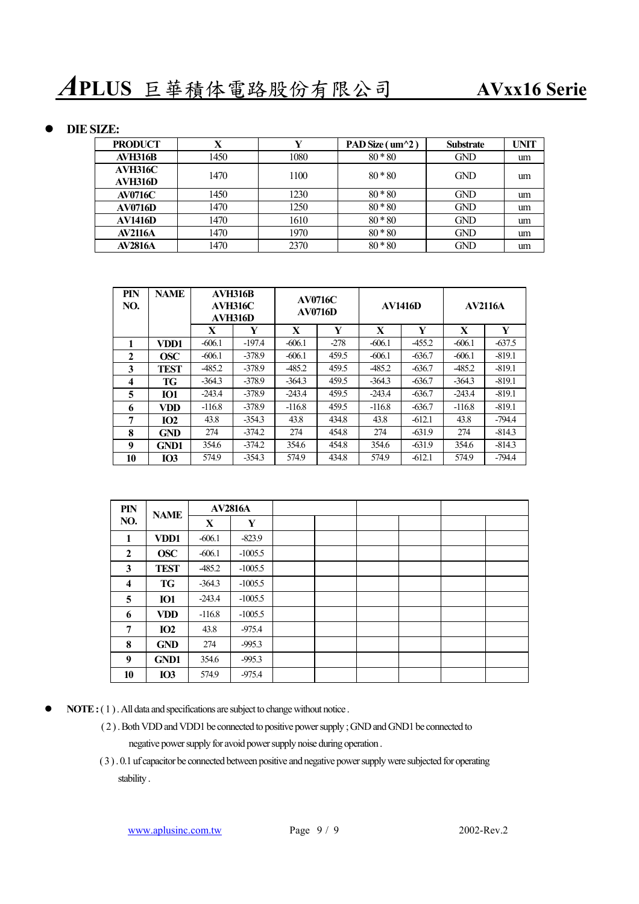- **DIE SIZE:**

| PRODUCT | X | Y | PAD Size ( um^2 ) | Substrate | UNIT |
|---|---|---|---|---|---|
| AVH316B | 1450 | 1080 | 80 * 80 | GND | um |
| AVH316C AVH316D | 1470 | 1100 | 80 * 80 | GND | um |
| AV0716C | 1450 | 1230 | 80 * 80 | GND | um |
| AV0716D | 1470 | 1250 | 80 * 80 | GND | um |
| AV1416D | 1470 | 1610 | 80 * 80 | GND | um |
| AV2116A | 1470 | 1970 | 80 * 80 | GND | um |
| AV2816A | 1470 | 2370 | 80 * 80 | GND | um |

| PIN NO. | NAME | AVH316B AVH316C AVH316D | | AV0716C AV0716D | | AV1416D | | AV2116A | |
|---|---|---|---|---|---|---|---|---|---|
| | | X | Y | X | Y | X | Y | X | Y |
| 1 | VDD1 | -606.1 | -197.4 | -606.1 | -278 | -606.1 | -455.2 | -606.1 | -637.5 |
| 2 | OSC | -606.1 | -378.9 | -606.1 | 459.5 | -606.1 | -636.7 | -606.1 | -819.1 |
| 3 | TEST | -485.2 | -378.9 | -485.2 | 459.5 | -485.2 | -636.7 | -485.2 | -819.1 |
| 4 | TG | -364.3 | -378.9 | -364.3 | 459.5 | -364.3 | -636.7 | -364.3 | -819.1 |
| 5 | IO1 | -243.4 | -378.9 | -243.4 | 459.5 | -243.4 | -636.7 | -243.4 | -819.1 |
| 6 | VDD | -116.8 | -378.9 | -116.8 | 459.5 | -116.8 | -636.7 | -116.8 | -819.1 |
| 7 | IO2 | 43.8 | -354.3 | 43.8 | 434.8 | 43.8 | -612.1 | 43.8 | -794.4 |
| 8 | GND | 274 | -374.2 | 274 | 454.8 | 274 | -631.9 | 274 | -814.3 |
| 9 | GND1 | 354.6 | -374.2 | 354.6 | 454.8 | 354.6 | -631.9 | 354.6 | -814.3 |
| 10 | IO3 | 574.9 | -354.3 | 574.9 | 434.8 | 574.9 | -612.1 | 574.9 | -794.4 |

| PIN NO. | NAME | AV2816A | | | | | | | |
|---|---|---|---|---|---|---|---|---|---|
| | | X | Y | | | | | | |
| 1 | VDD1 | -606.1 | -823.9 | | | | | | |
| 2 | OSC | -606.1 | -1005.5 | | | | | | |
| 3 | TEST | -485.2 | -1005.5 | | | | | | |
| 4 | TG | -364.3 | -1005.5 | | | | | | |
| 5 | IO1 | -243.4 | -1005.5 | | | | | | |
| 6 | VDD | -116.8 | -1005.5 | | | | | | |
| 7 | IO2 | 43.8 | -975.4 | | | | | | |
| 8 | GND | 274 | -995.3 | | | | | | |
| 9 | GND1 | 354.6 | -995.3 | | | | | | |
| 10 | IO3 | 574.9 | -975.4 | | | | | | |

- **NOTE :** ( 1 ) . All data and specifications are subject to change without notice .

  ( 2 ) . Both VDD and VDD1 be connected to positive power supply ; GND and GND1 be connected to negative power supply for avoid power supply noise during operation .

  ( 3 ) . 0.1 uf capacitor be connected between positive and negative power supply were subjected for operating stability .